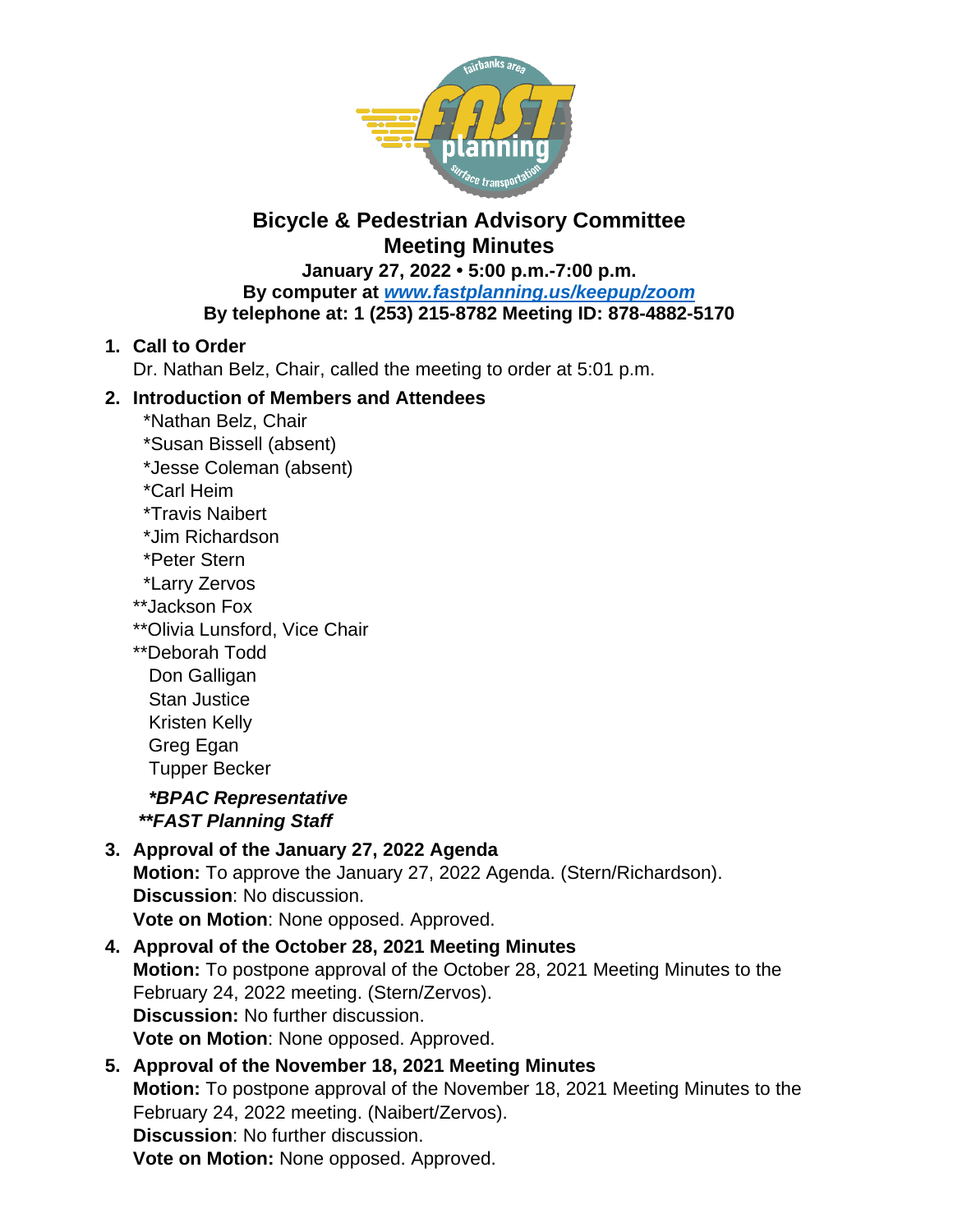# Bicycle & Pedestrian Advisory Committee
## Meeting Minutes

**January 27, 2022 • 5:00 p.m.-7:00 p.m.**
**By computer at *[www.fastplanning.us/keepup/zoom](http://www.fastplanning.us/keepup/zoom)***
**By telephone at: 1 (253) 215-8782 Meeting ID: 878-4882-5170**

1. **Call to Order**
   Dr. Nathan Belz, Chair, called the meeting to order at 5:01 p.m.

2. **Introduction of Members and Attendees**
   *Nathan Belz, Chair
   *Susan Bissell (absent)
   *Jesse Coleman (absent)
   *Carl Heim
   *Travis Naibert
   *Jim Richardson
   *Peter Stern
   *Larry Zervos
   **Jackson Fox
   **Olivia Lunsford, Vice Chair
   **Deborah Todd
   Don Galligan
   Stan Justice
   Kristen Kelly
   Greg Egan
   Tupper Becker

   ***BPAC Representative***
   *****FAST Planning Staff***

3. **Approval of the January 27, 2022 Agenda**
   **Motion:** To approve the January 27, 2022 Agenda. (Stern/Richardson).
   **Discussion**: No discussion.
   **Vote on Motion**: None opposed. Approved.

4. **Approval of the October 28, 2021 Meeting Minutes**
   **Motion:** To postpone approval of the October 28, 2021 Meeting Minutes to the February 24, 2022 meeting. (Stern/Zervos).
   **Discussion:** No further discussion.
   **Vote on Motion**: None opposed. Approved.

5. **Approval of the November 18, 2021 Meeting Minutes**
   **Motion:** To postpone approval of the November 18, 2021 Meeting Minutes to the February 24, 2022 meeting. (Naibert/Zervos).
   **Discussion**: No further discussion.
   **Vote on Motion:** None opposed. Approved.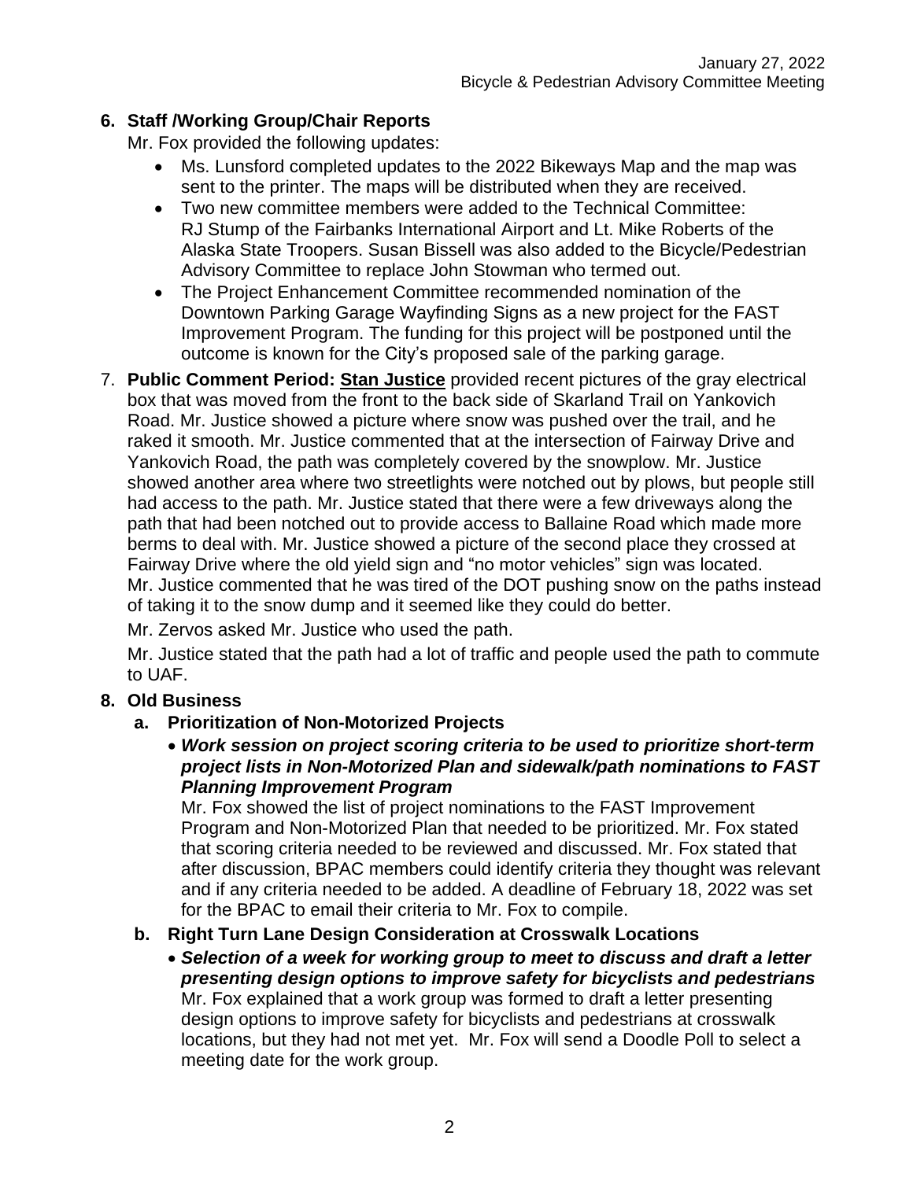**6. Staff /Working Group/Chair Reports**

Mr. Fox provided the following updates:

- Ms. Lunsford completed updates to the 2022 Bikeways Map and the map was sent to the printer. The maps will be distributed when they are received.
- Two new committee members were added to the Technical Committee: RJ Stump of the Fairbanks International Airport and Lt. Mike Roberts of the Alaska State Troopers. Susan Bissell was also added to the Bicycle/Pedestrian Advisory Committee to replace John Stowman who termed out.
- The Project Enhancement Committee recommended nomination of the Downtown Parking Garage Wayfinding Signs as a new project for the FAST Improvement Program. The funding for this project will be postponed until the outcome is known for the City's proposed sale of the parking garage.

7. **Public Comment Period: <u>Stan Justice</u>** provided recent pictures of the gray electrical box that was moved from the front to the back side of Skarland Trail on Yankovich Road. Mr. Justice showed a picture where snow was pushed over the trail, and he raked it smooth. Mr. Justice commented that at the intersection of Fairway Drive and Yankovich Road, the path was completely covered by the snowplow. Mr. Justice showed another area where two streetlights were notched out by plows, but people still had access to the path. Mr. Justice stated that there were a few driveways along the path that had been notched out to provide access to Ballaine Road which made more berms to deal with. Mr. Justice showed a picture of the second place they crossed at Fairway Drive where the old yield sign and "no motor vehicles" sign was located. Mr. Justice commented that he was tired of the DOT pushing snow on the paths instead of taking it to the snow dump and it seemed like they could do better.

   Mr. Zervos asked Mr. Justice who used the path.

   Mr. Justice stated that the path had a lot of traffic and people used the path to commute to UAF.

**8. Old Business**

**a. Prioritization of Non-Motorized Projects**

- ***Work session on project scoring criteria to be used to prioritize short-term project lists in Non-Motorized Plan and sidewalk/path nominations to FAST Planning Improvement Program***

  Mr. Fox showed the list of project nominations to the FAST Improvement Program and Non-Motorized Plan that needed to be prioritized. Mr. Fox stated that scoring criteria needed to be reviewed and discussed. Mr. Fox stated that after discussion, BPAC members could identify criteria they thought was relevant and if any criteria needed to be added. A deadline of February 18, 2022 was set for the BPAC to email their criteria to Mr. Fox to compile.

**b. Right Turn Lane Design Consideration at Crosswalk Locations**

- ***Selection of a week for working group to meet to discuss and draft a letter presenting design options to improve safety for bicyclists and pedestrians***

  Mr. Fox explained that a work group was formed to draft a letter presenting design options to improve safety for bicyclists and pedestrians at crosswalk locations, but they had not met yet. Mr. Fox will send a Doodle Poll to select a meeting date for the work group.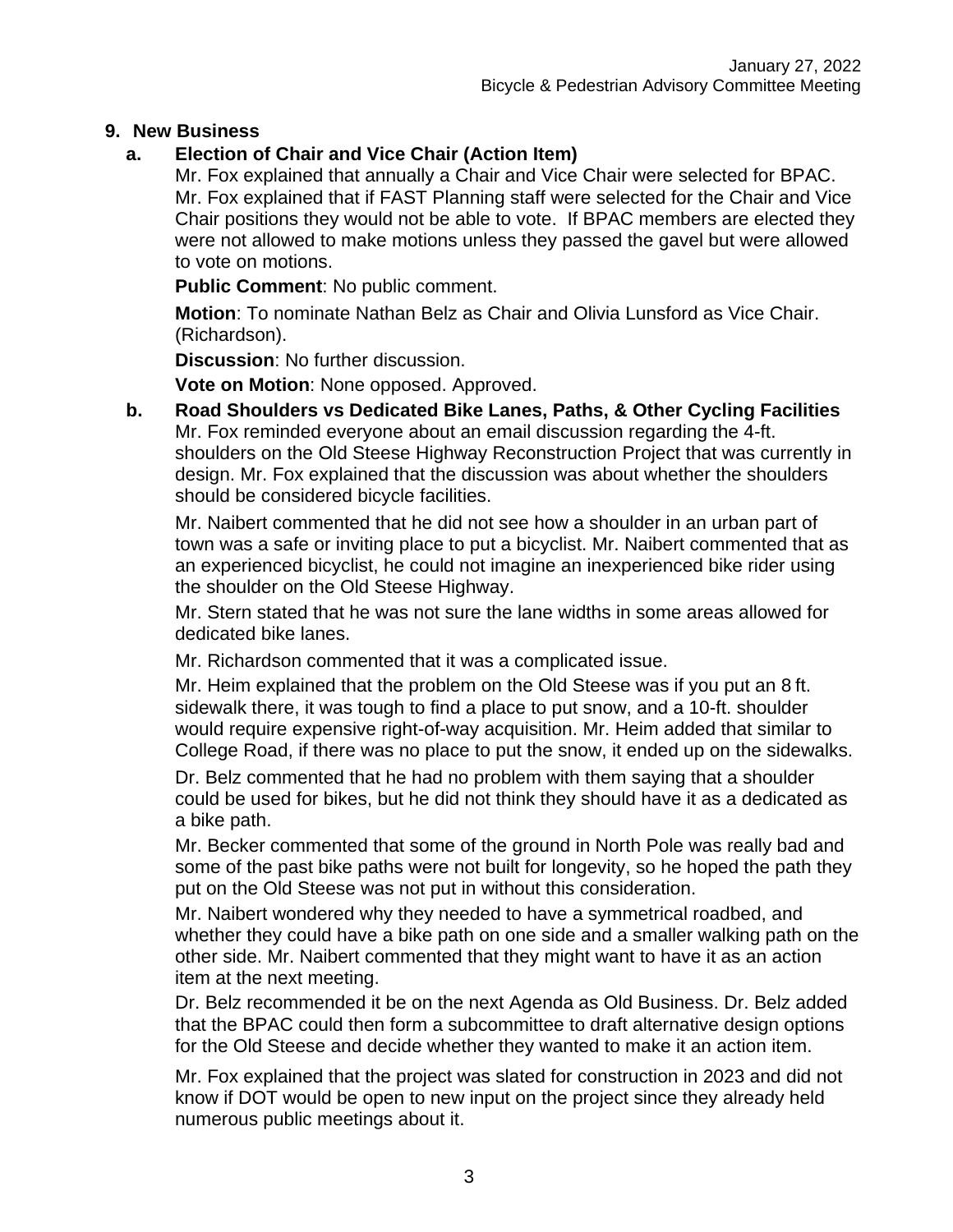## 9. New Business

### a. Election of Chair and Vice Chair (Action Item)

Mr. Fox explained that annually a Chair and Vice Chair were selected for BPAC. Mr. Fox explained that if FAST Planning staff were selected for the Chair and Vice Chair positions they would not be able to vote. If BPAC members are elected they were not allowed to make motions unless they passed the gavel but were allowed to vote on motions.

**Public Comment**: No public comment.

**Motion**: To nominate Nathan Belz as Chair and Olivia Lunsford as Vice Chair. (Richardson).

**Discussion**: No further discussion.

**Vote on Motion**: None opposed. Approved.

### b. Road Shoulders vs Dedicated Bike Lanes, Paths, & Other Cycling Facilities

Mr. Fox reminded everyone about an email discussion regarding the 4-ft. shoulders on the Old Steese Highway Reconstruction Project that was currently in design. Mr. Fox explained that the discussion was about whether the shoulders should be considered bicycle facilities.

Mr. Naibert commented that he did not see how a shoulder in an urban part of town was a safe or inviting place to put a bicyclist. Mr. Naibert commented that as an experienced bicyclist, he could not imagine an inexperienced bike rider using the shoulder on the Old Steese Highway.

Mr. Stern stated that he was not sure the lane widths in some areas allowed for dedicated bike lanes.

Mr. Richardson commented that it was a complicated issue.

Mr. Heim explained that the problem on the Old Steese was if you put an 8 ft. sidewalk there, it was tough to find a place to put snow, and a 10-ft. shoulder would require expensive right-of-way acquisition. Mr. Heim added that similar to College Road, if there was no place to put the snow, it ended up on the sidewalks.

Dr. Belz commented that he had no problem with them saying that a shoulder could be used for bikes, but he did not think they should have it as a dedicated as a bike path.

Mr. Becker commented that some of the ground in North Pole was really bad and some of the past bike paths were not built for longevity, so he hoped the path they put on the Old Steese was not put in without this consideration.

Mr. Naibert wondered why they needed to have a symmetrical roadbed, and whether they could have a bike path on one side and a smaller walking path on the other side. Mr. Naibert commented that they might want to have it as an action item at the next meeting.

Dr. Belz recommended it be on the next Agenda as Old Business. Dr. Belz added that the BPAC could then form a subcommittee to draft alternative design options for the Old Steese and decide whether they wanted to make it an action item.

Mr. Fox explained that the project was slated for construction in 2023 and did not know if DOT would be open to new input on the project since they already held numerous public meetings about it.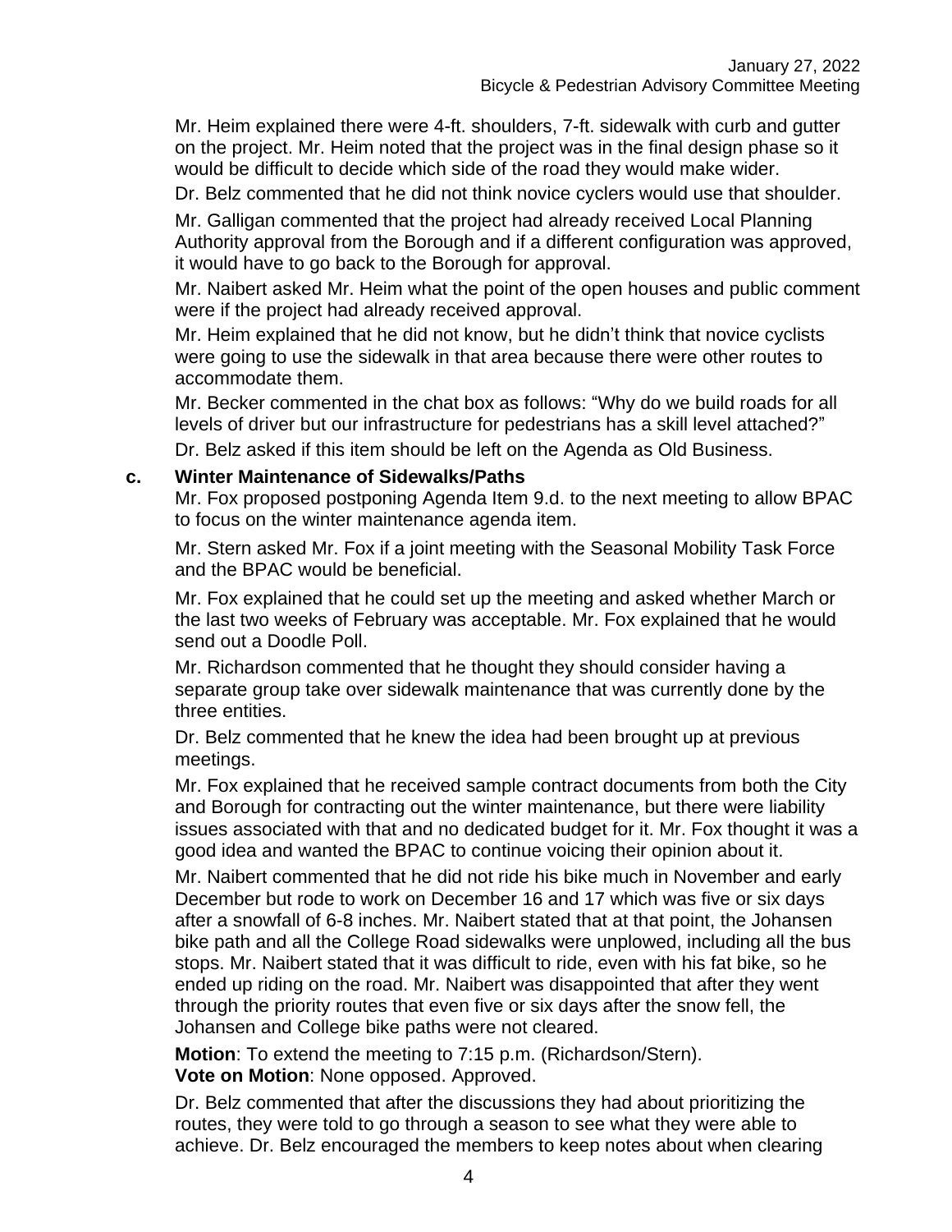Mr. Heim explained there were 4-ft. shoulders, 7-ft. sidewalk with curb and gutter on the project. Mr. Heim noted that the project was in the final design phase so it would be difficult to decide which side of the road they would make wider.

Dr. Belz commented that he did not think novice cyclers would use that shoulder.

Mr. Galligan commented that the project had already received Local Planning Authority approval from the Borough and if a different configuration was approved, it would have to go back to the Borough for approval.

Mr. Naibert asked Mr. Heim what the point of the open houses and public comment were if the project had already received approval.

Mr. Heim explained that he did not know, but he didn't think that novice cyclists were going to use the sidewalk in that area because there were other routes to accommodate them.

Mr. Becker commented in the chat box as follows: "Why do we build roads for all levels of driver but our infrastructure for pedestrians has a skill level attached?"

Dr. Belz asked if this item should be left on the Agenda as Old Business.

**c. Winter Maintenance of Sidewalks/Paths**

Mr. Fox proposed postponing Agenda Item 9.d. to the next meeting to allow BPAC to focus on the winter maintenance agenda item.

Mr. Stern asked Mr. Fox if a joint meeting with the Seasonal Mobility Task Force and the BPAC would be beneficial.

Mr. Fox explained that he could set up the meeting and asked whether March or the last two weeks of February was acceptable. Mr. Fox explained that he would send out a Doodle Poll.

Mr. Richardson commented that he thought they should consider having a separate group take over sidewalk maintenance that was currently done by the three entities.

Dr. Belz commented that he knew the idea had been brought up at previous meetings.

Mr. Fox explained that he received sample contract documents from both the City and Borough for contracting out the winter maintenance, but there were liability issues associated with that and no dedicated budget for it. Mr. Fox thought it was a good idea and wanted the BPAC to continue voicing their opinion about it.

Mr. Naibert commented that he did not ride his bike much in November and early December but rode to work on December 16 and 17 which was five or six days after a snowfall of 6-8 inches. Mr. Naibert stated that at that point, the Johansen bike path and all the College Road sidewalks were unplowed, including all the bus stops. Mr. Naibert stated that it was difficult to ride, even with his fat bike, so he ended up riding on the road. Mr. Naibert was disappointed that after they went through the priority routes that even five or six days after the snow fell, the Johansen and College bike paths were not cleared.

**Motion**: To extend the meeting to 7:15 p.m. (Richardson/Stern).
**Vote on Motion**: None opposed. Approved.

Dr. Belz commented that after the discussions they had about prioritizing the routes, they were told to go through a season to see what they were able to achieve. Dr. Belz encouraged the members to keep notes about when clearing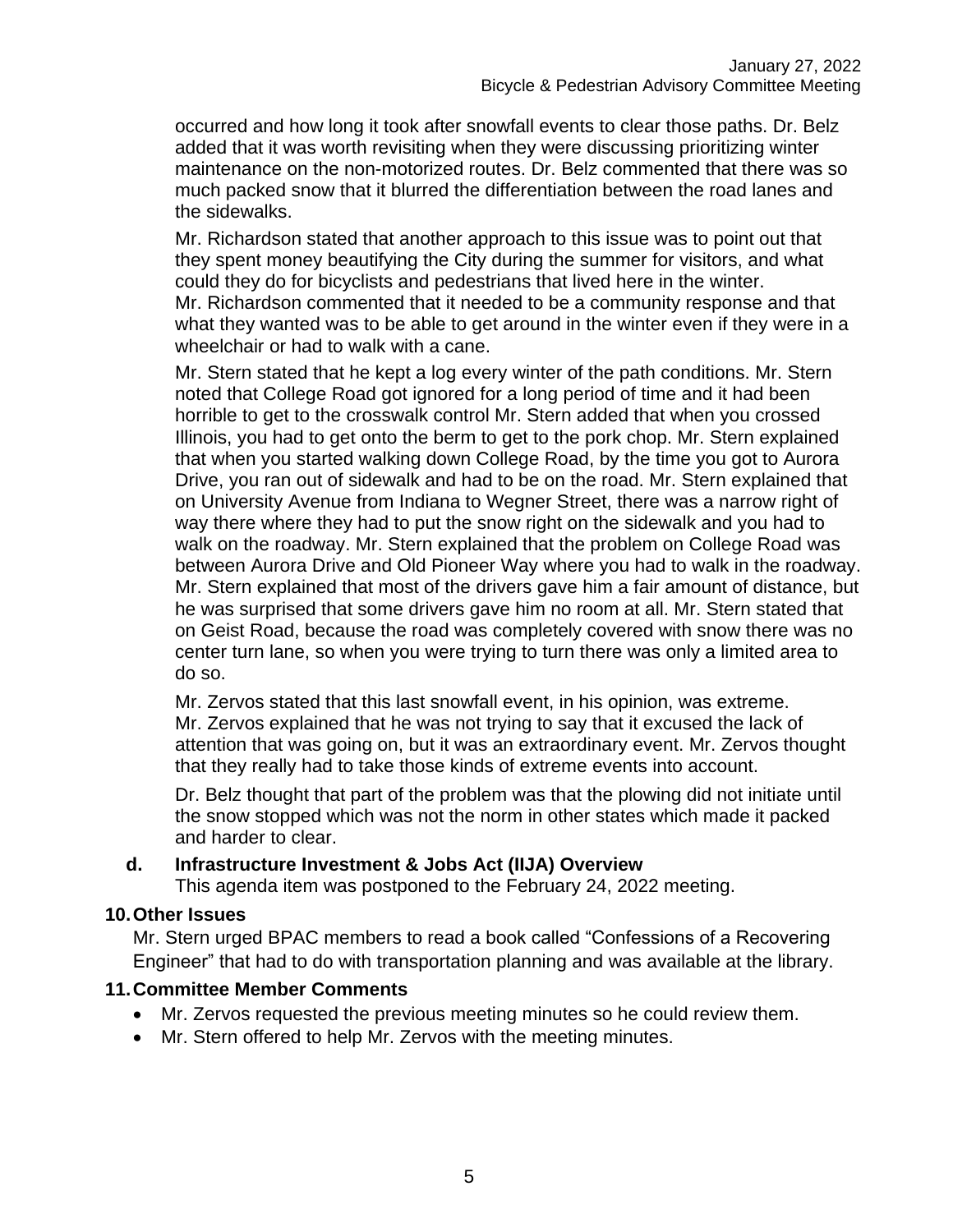occurred and how long it took after snowfall events to clear those paths. Dr. Belz added that it was worth revisiting when they were discussing prioritizing winter maintenance on the non-motorized routes. Dr. Belz commented that there was so much packed snow that it blurred the differentiation between the road lanes and the sidewalks.

Mr. Richardson stated that another approach to this issue was to point out that they spent money beautifying the City during the summer for visitors, and what could they do for bicyclists and pedestrians that lived here in the winter. Mr. Richardson commented that it needed to be a community response and that what they wanted was to be able to get around in the winter even if they were in a wheelchair or had to walk with a cane.

Mr. Stern stated that he kept a log every winter of the path conditions. Mr. Stern noted that College Road got ignored for a long period of time and it had been horrible to get to the crosswalk control Mr. Stern added that when you crossed Illinois, you had to get onto the berm to get to the pork chop. Mr. Stern explained that when you started walking down College Road, by the time you got to Aurora Drive, you ran out of sidewalk and had to be on the road. Mr. Stern explained that on University Avenue from Indiana to Wegner Street, there was a narrow right of way there where they had to put the snow right on the sidewalk and you had to walk on the roadway. Mr. Stern explained that the problem on College Road was between Aurora Drive and Old Pioneer Way where you had to walk in the roadway. Mr. Stern explained that most of the drivers gave him a fair amount of distance, but he was surprised that some drivers gave him no room at all. Mr. Stern stated that on Geist Road, because the road was completely covered with snow there was no center turn lane, so when you were trying to turn there was only a limited area to do so.

Mr. Zervos stated that this last snowfall event, in his opinion, was extreme. Mr. Zervos explained that he was not trying to say that it excused the lack of attention that was going on, but it was an extraordinary event. Mr. Zervos thought that they really had to take those kinds of extreme events into account.

Dr. Belz thought that part of the problem was that the plowing did not initiate until the snow stopped which was not the norm in other states which made it packed and harder to clear.

### d. Infrastructure Investment & Jobs Act (IIJA) Overview

This agenda item was postponed to the February 24, 2022 meeting.

## 10. Other Issues

Mr. Stern urged BPAC members to read a book called "Confessions of a Recovering Engineer" that had to do with transportation planning and was available at the library.

## 11. Committee Member Comments

- Mr. Zervos requested the previous meeting minutes so he could review them.
- Mr. Stern offered to help Mr. Zervos with the meeting minutes.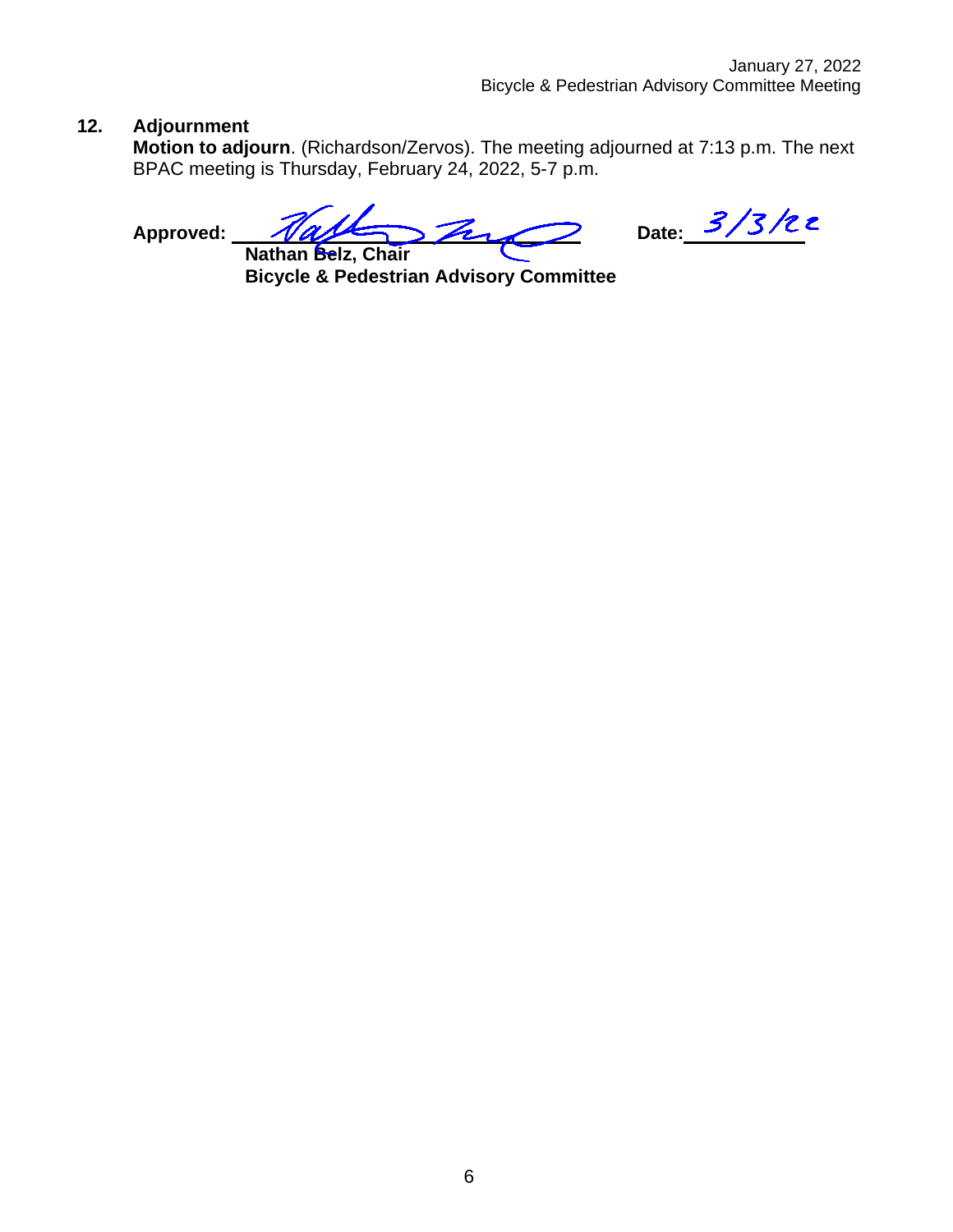## 12. Adjournment

**Motion to adjourn**. (Richardson/Zervos). The meeting adjourned at 7:13 p.m. The next BPAC meeting is Thursday, February 24, 2022, 5-7 p.m.

**Approved:** ______________________ **Date:** 3/3/22

**Nathan Belz, Chair**
**Bicycle & Pedestrian Advisory Committee**